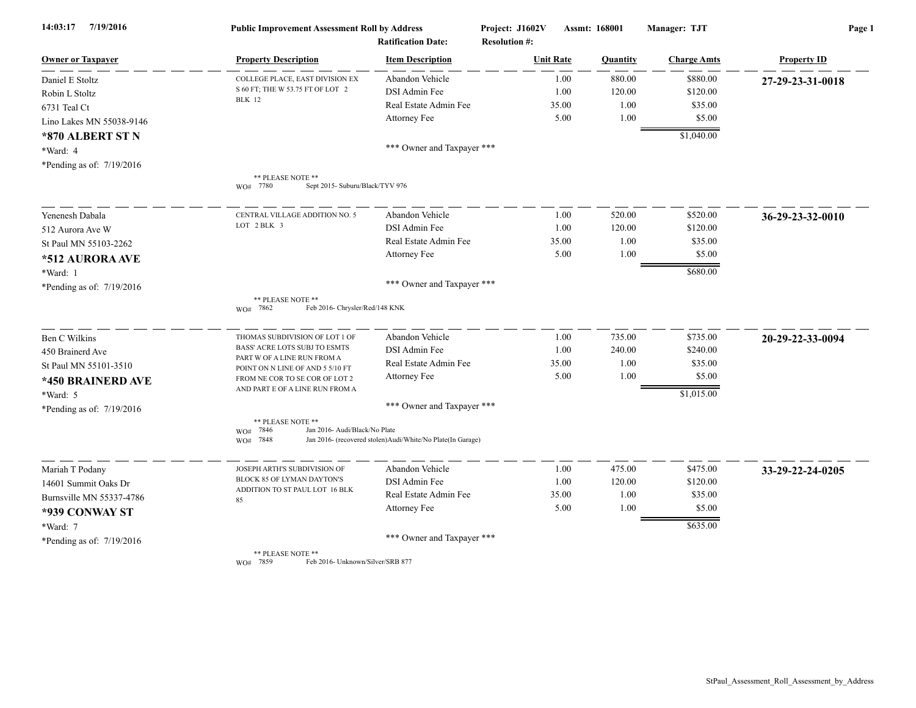14:03:17 7/19/2016

**Public Improvement Assessment Roll by Address**

Project: J1602V Assmt: 168001 Manager: TJT

Ratification Date: Resolution #:

| Owner or Taxpayer | Property Description | Item Description | Unit Rate | Quantity | Charge Amts | Property ID |
|---|---|---|---|---|---|---|
| Daniel E Stoltz | COLLEGE PLACE, EAST DIVISION EX S 60 FT; THE W 53.75 FT OF LOT 2 BLK 12 | Abandon Vehicle | 1.00 | 880.00 | $880.00 | **27-29-23-31-0018** |
| Robin L Stoltz | | DSI Admin Fee | 1.00 | 120.00 | $120.00 | |
| 6731 Teal Ct | | Real Estate Admin Fee | 35.00 | 1.00 | $35.00 | |
| Lino Lakes MN 55038-9146 | | Attorney Fee | 5.00 | 1.00 | $5.00 | |
| **\*870 ALBERT ST N** | | | | | $1,040.00 | |
| \*Ward: 4 | | \*\*\* Owner and Taxpayer \*\*\* | | | | |
| \*Pending as of: 7/19/2016 | \*\* PLEASE NOTE \*\* WO# 7780 Sept 2015- Suburu/Black/TYV 976 | | | | | |
| Yenenesh Dabala | CENTRAL VILLAGE ADDITION NO. 5 LOT 2 BLK 3 | Abandon Vehicle | 1.00 | 520.00 | $520.00 | **36-29-23-32-0010** |
| 512 Aurora Ave W | | DSI Admin Fee | 1.00 | 120.00 | $120.00 | |
| St Paul MN 55103-2262 | | Real Estate Admin Fee | 35.00 | 1.00 | $35.00 | |
| **\*512 AURORA AVE** | | Attorney Fee | 5.00 | 1.00 | $5.00 | |
| \*Ward: 1 | | | | | $680.00 | |
| \*Pending as of: 7/19/2016 | \*\* PLEASE NOTE \*\* WO# 7862 Feb 2016- Chrysler/Red/148 KNK | \*\*\* Owner and Taxpayer \*\*\* | | | | |
| Ben C Wilkins | THOMAS SUBDIVISION OF LOT 1 OF BASS' ACRE LOTS SUBJ TO ESMTS PART W OF A LINE RUN FROM A POINT ON N LINE OF AND 5 5/10 FT FROM NE COR TO SE COR OF LOT 2 AND PART E OF A LINE RUN FROM A | Abandon Vehicle | 1.00 | 735.00 | $735.00 | **20-29-22-33-0094** |
| 450 Brainerd Ave | | DSI Admin Fee | 1.00 | 240.00 | $240.00 | |
| St Paul MN 55101-3510 | | Real Estate Admin Fee | 35.00 | 1.00 | $35.00 | |
| **\*450 BRAINERD AVE** | | Attorney Fee | 5.00 | 1.00 | $5.00 | |
| \*Ward: 5 | | | | | $1,015.00 | |
| \*Pending as of: 7/19/2016 | \*\* PLEASE NOTE \*\* WO# 7846 Jan 2016- Audi/Black/No Plate; WO# 7848 Jan 2016- (recovered stolen)Audi/White/No Plate(In Garage) | \*\*\* Owner and Taxpayer \*\*\* | | | | |
| Mariah T Podany | JOSEPH ARTH'S SUBDIVISION OF BLOCK 85 OF LYMAN DAYTON'S ADDITION TO ST PAUL LOT 16 BLK 85 | Abandon Vehicle | 1.00 | 475.00 | $475.00 | **33-29-22-24-0205** |
| 14601 Summit Oaks Dr | | DSI Admin Fee | 1.00 | 120.00 | $120.00 | |
| Burnsville MN 55337-4786 | | Real Estate Admin Fee | 35.00 | 1.00 | $35.00 | |
| **\*939 CONWAY ST** | | Attorney Fee | 5.00 | 1.00 | $5.00 | |
| \*Ward: 7 | | | | | $635.00 | |
| \*Pending as of: 7/19/2016 | \*\* PLEASE NOTE \*\* WO# 7859 Feb 2016- Unknown/Silver/SRB 877 | \*\*\* Owner and Taxpayer \*\*\* | | | | |

StPaul_Assessment_Roll_Assessment_by_Address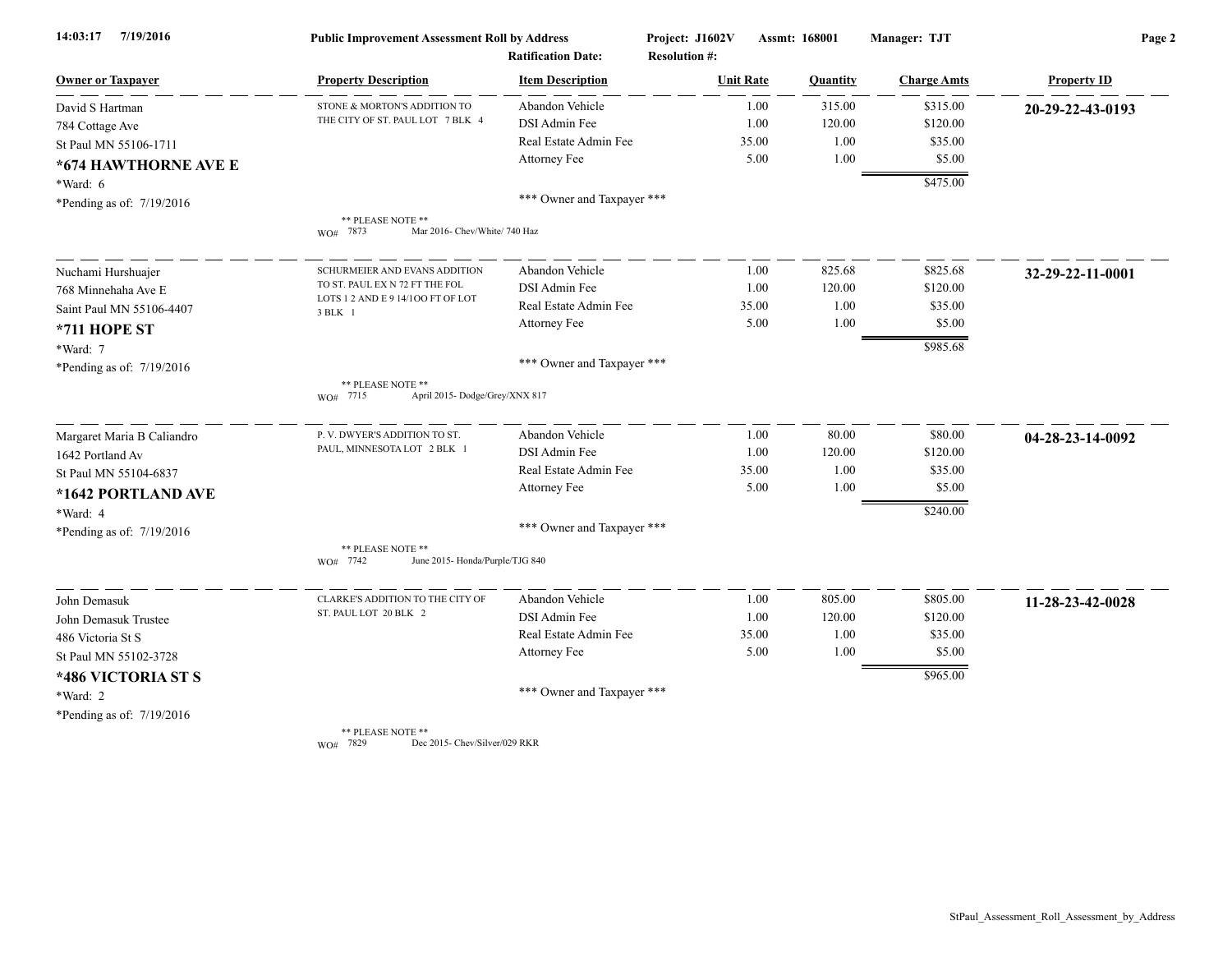14:03:17 7/19/2016 — **Public Improvement Assessment Roll by Address** — Project: J1602V — Assmt: 168001 — Manager: TJT

Ratification Date: — Resolution #:

| Owner or Taxpayer | Property Description | Item Description | Unit Rate | Quantity | Charge Amts | Property ID |
|---|---|---|---|---|---|---|
| David S Hartman<br>784 Cottage Ave<br>St Paul MN 55106-1711<br>**\*674 HAWTHORNE AVE E**<br>\*Ward: 6<br>\*Pending as of: 7/19/2016 | STONE & MORTON'S ADDITION TO THE CITY OF ST. PAUL LOT 7 BLK 4 | Abandon Vehicle | 1.00 | 315.00 | $315.00 | **20-29-22-43-0193** |
| | | DSI Admin Fee | 1.00 | 120.00 | $120.00 | |
| | | Real Estate Admin Fee | 35.00 | 1.00 | $35.00 | |
| | | Attorney Fee | 5.00 | 1.00 | $5.00 | |
| | | | | | $475.00 | |
| | \*\* PLEASE NOTE \*\* WO# 7873 Mar 2016- Chev/White/ 740 Haz | \*\*\* Owner and Taxpayer \*\*\* | | | | |
| Nuchami Hurshuajer<br>768 Minnehaha Ave E<br>Saint Paul MN 55106-4407<br>**\*711 HOPE ST**<br>\*Ward: 7<br>\*Pending as of: 7/19/2016 | SCHURMEIER AND EVANS ADDITION TO ST. PAUL EX N 72 FT THE FOL LOTS 1 2 AND E 9 14/1OO FT OF LOT 3 BLK 1 | Abandon Vehicle | 1.00 | 825.68 | $825.68 | **32-29-22-11-0001** |
| | | DSI Admin Fee | 1.00 | 120.00 | $120.00 | |
| | | Real Estate Admin Fee | 35.00 | 1.00 | $35.00 | |
| | | Attorney Fee | 5.00 | 1.00 | $5.00 | |
| | | | | | $985.68 | |
| | \*\* PLEASE NOTE \*\* WO# 7715 April 2015- Dodge/Grey/XNX 817 | \*\*\* Owner and Taxpayer \*\*\* | | | | |
| Margaret Maria B Caliandro<br>1642 Portland Av<br>St Paul MN 55104-6837<br>**\*1642 PORTLAND AVE**<br>\*Ward: 4<br>\*Pending as of: 7/19/2016 | P. V. DWYER'S ADDITION TO ST. PAUL, MINNESOTA LOT 2 BLK 1 | Abandon Vehicle | 1.00 | 80.00 | $80.00 | **04-28-23-14-0092** |
| | | DSI Admin Fee | 1.00 | 120.00 | $120.00 | |
| | | Real Estate Admin Fee | 35.00 | 1.00 | $35.00 | |
| | | Attorney Fee | 5.00 | 1.00 | $5.00 | |
| | | | | | $240.00 | |
| | \*\* PLEASE NOTE \*\* WO# 7742 June 2015- Honda/Purple/TJG 840 | \*\*\* Owner and Taxpayer \*\*\* | | | | |
| John Demasuk<br>John Demasuk Trustee<br>486 Victoria St S<br>St Paul MN 55102-3728<br>**\*486 VICTORIA ST S**<br>\*Ward: 2<br>\*Pending as of: 7/19/2016 | CLARKE'S ADDITION TO THE CITY OF ST. PAUL LOT 20 BLK 2 | Abandon Vehicle | 1.00 | 805.00 | $805.00 | **11-28-23-42-0028** |
| | | DSI Admin Fee | 1.00 | 120.00 | $120.00 | |
| | | Real Estate Admin Fee | 35.00 | 1.00 | $35.00 | |
| | | Attorney Fee | 5.00 | 1.00 | $5.00 | |
| | | | | | $965.00 | |
| | \*\* PLEASE NOTE \*\* WO# 7829 Dec 2015- Chev/Silver/029 RKR | \*\*\* Owner and Taxpayer \*\*\* | | | | |

StPaul_Assessment_Roll_Assessment_by_Address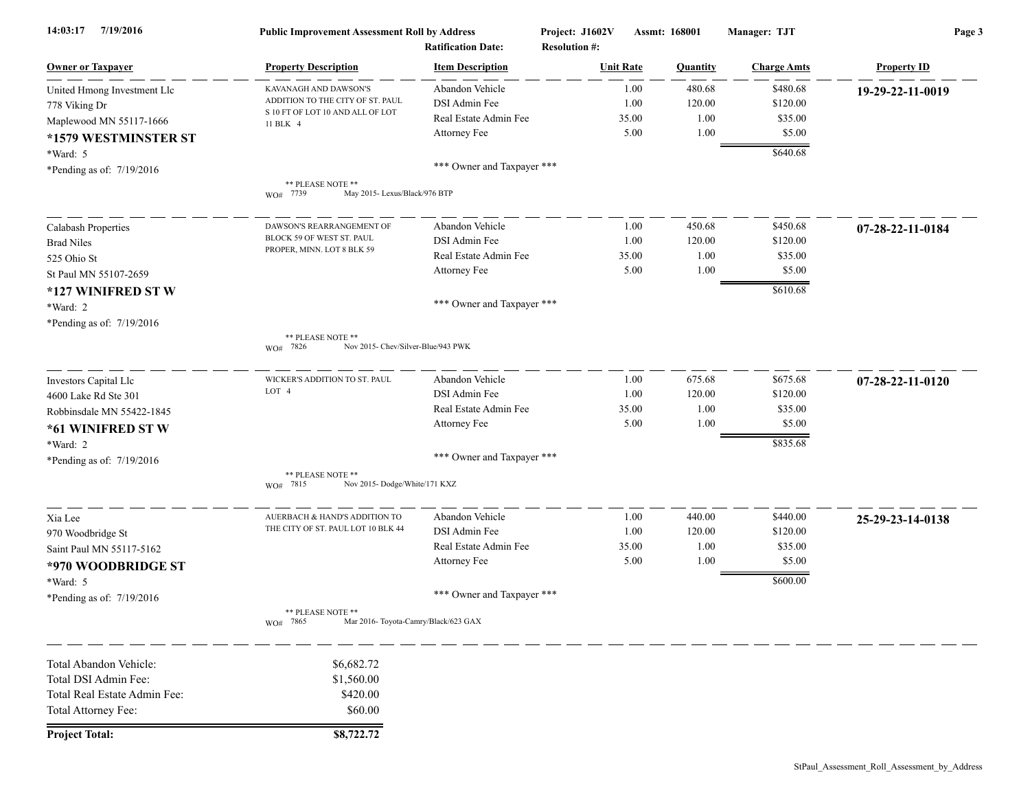**Public Improvement Assessment Roll by Address**

Project: J1602V Assmt: 168001 Manager: TJT

Ratification Date: Resolution #:

| Owner or Taxpayer | Property Description | Item Description | Unit Rate | Quantity | Charge Amts | Property ID |
|---|---|---|---|---|---|---|
| United Hmong Investment Llc<br>778 Viking Dr<br>Maplewood MN 55117-1666<br>**\*1579 WESTMINSTER ST**<br>\*Ward: 5<br>\*Pending as of: 7/19/2016 | KAVANAGH AND DAWSON'S ADDITION TO THE CITY OF ST. PAUL S 10 FT OF LOT 10 AND ALL OF LOT 11 BLK 4 | Abandon Vehicle | 1.00 | 480.68 | $480.68 | **19-29-22-11-0019** |
| | | DSI Admin Fee | 1.00 | 120.00 | $120.00 | |
| | | Real Estate Admin Fee | 35.00 | 1.00 | $35.00 | |
| | | Attorney Fee | 5.00 | 1.00 | $5.00 | |
| | | | | | $640.68 | |
| | | \*\*\* Owner and Taxpayer \*\*\* | | | | |
| | \*\* PLEASE NOTE \*\* WO# 7739 May 2015- Lexus/Black/976 BTP | | | | | |
| Calabash Properties<br>Brad Niles<br>525 Ohio St<br>St Paul MN 55107-2659<br>**\*127 WINIFRED ST W**<br>\*Ward: 2<br>\*Pending as of: 7/19/2016 | DAWSON'S REARRANGEMENT OF BLOCK 59 OF WEST ST. PAUL PROPER, MINN. LOT 8 BLK 59 | Abandon Vehicle | 1.00 | 450.68 | $450.68 | **07-28-22-11-0184** |
| | | DSI Admin Fee | 1.00 | 120.00 | $120.00 | |
| | | Real Estate Admin Fee | 35.00 | 1.00 | $35.00 | |
| | | Attorney Fee | 5.00 | 1.00 | $5.00 | |
| | | | | | $610.68 | |
| | | \*\*\* Owner and Taxpayer \*\*\* | | | | |
| | \*\* PLEASE NOTE \*\* WO# 7826 Nov 2015- Chev/Silver-Blue/943 PWK | | | | | |
| Investors Capital Llc<br>4600 Lake Rd Ste 301<br>Robbinsdale MN 55422-1845<br>**\*61 WINIFRED ST W**<br>\*Ward: 2<br>\*Pending as of: 7/19/2016 | WICKER'S ADDITION TO ST. PAUL LOT 4 | Abandon Vehicle | 1.00 | 675.68 | $675.68 | **07-28-22-11-0120** |
| | | DSI Admin Fee | 1.00 | 120.00 | $120.00 | |
| | | Real Estate Admin Fee | 35.00 | 1.00 | $35.00 | |
| | | Attorney Fee | 5.00 | 1.00 | $5.00 | |
| | | | | | $835.68 | |
| | | \*\*\* Owner and Taxpayer \*\*\* | | | | |
| | \*\* PLEASE NOTE \*\* WO# 7815 Nov 2015- Dodge/White/171 KXZ | | | | | |
| Xia Lee<br>970 Woodbridge St<br>Saint Paul MN 55117-5162<br>**\*970 WOODBRIDGE ST**<br>\*Ward: 5<br>\*Pending as of: 7/19/2016 | AUERBACH & HAND'S ADDITION TO THE CITY OF ST. PAUL LOT 10 BLK 44 | Abandon Vehicle | 1.00 | 440.00 | $440.00 | **25-29-23-14-0138** |
| | | DSI Admin Fee | 1.00 | 120.00 | $120.00 | |
| | | Real Estate Admin Fee | 35.00 | 1.00 | $35.00 | |
| | | Attorney Fee | 5.00 | 1.00 | $5.00 | |
| | | | | | $600.00 | |
| | | \*\*\* Owner and Taxpayer \*\*\* | | | | |
| | \*\* PLEASE NOTE \*\* WO# 7865 Mar 2016- Toyota-Camry/Black/623 GAX | | | | | |

| | |
|---|---|
| Total Abandon Vehicle: | $6,682.72 |
| Total DSI Admin Fee: | $1,560.00 |
| Total Real Estate Admin Fee: | $420.00 |
| Total Attorney Fee: | $60.00 |
| **Project Total:** | **$8,722.72** |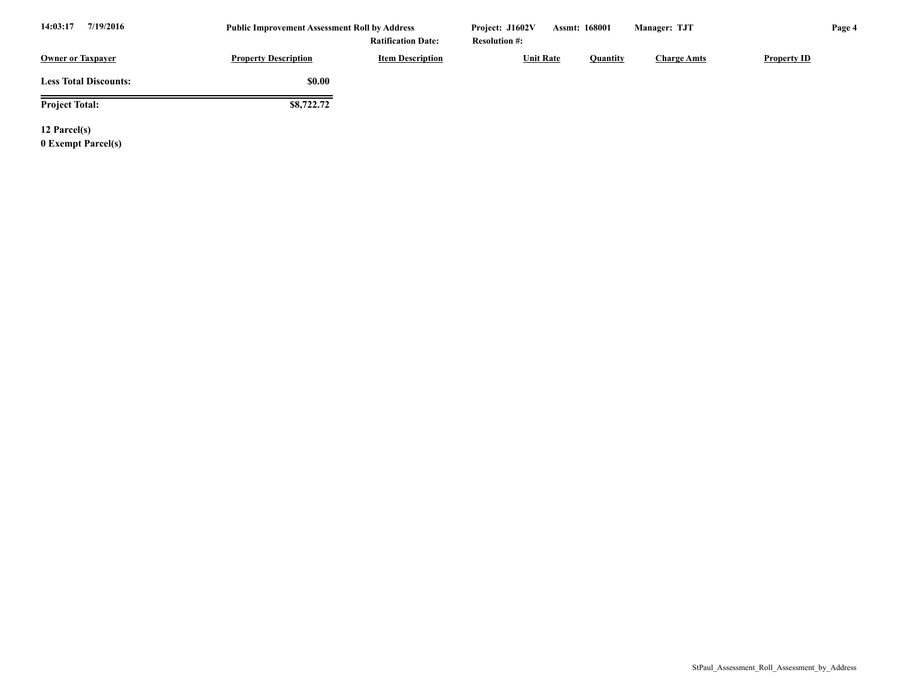| Owner or Taxpayer | Property Description | Item Description | Unit Rate | Quantity | Charge Amts | Property ID |
|---|---|---|---|---|---|---|

**Less Total Discounts:** **$0.00**

**Project Total:** **$8,722.72**

**12 Parcel(s)**
**0 Exempt Parcel(s)**